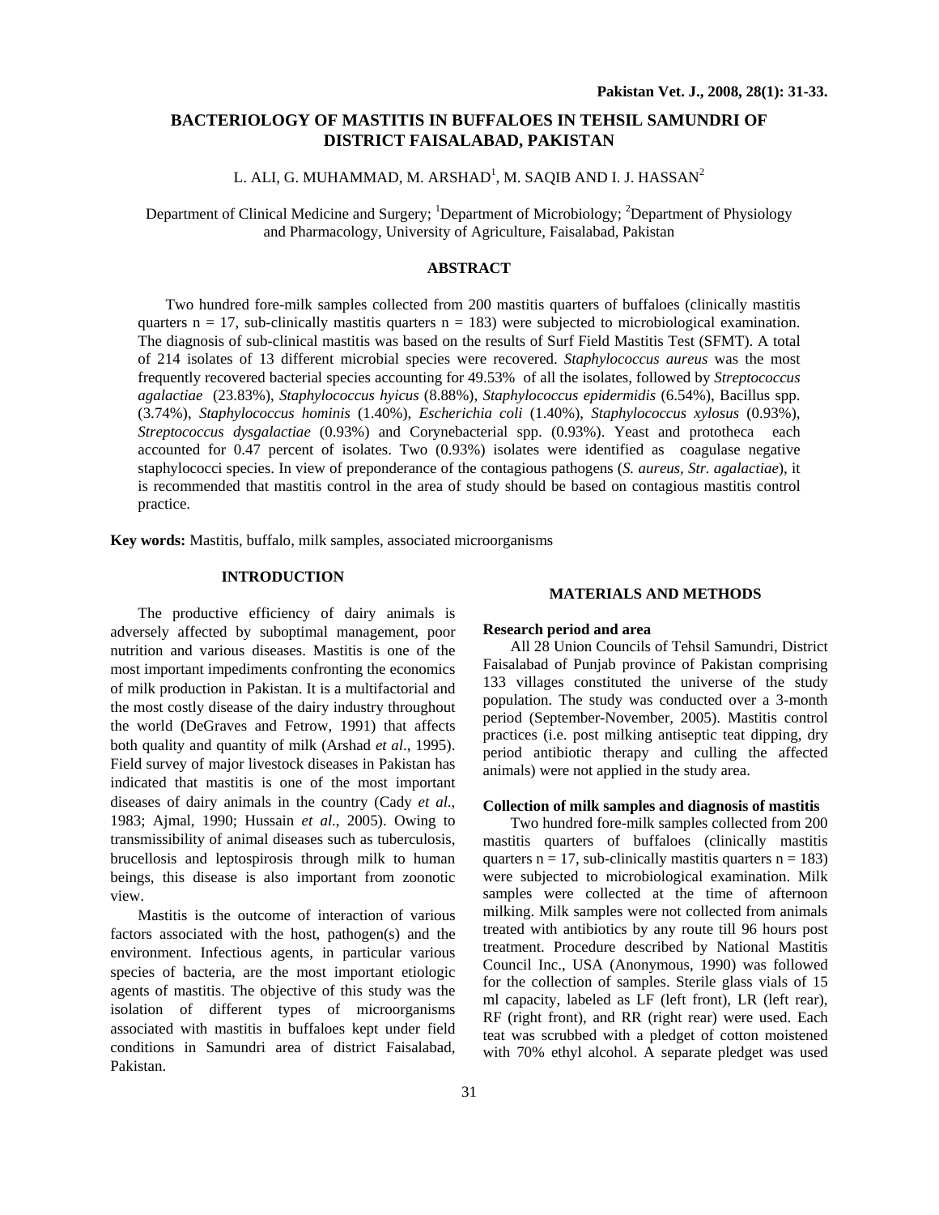# BACTERIOLOGY OF MASTITIS IN BUFFALOES IN TEHSIL SAMUNDRI OF DISTRICT FAISALABAD, PAKISTAN

L. ALI, G. MUHAMMAD, M. ARSHAD[1], M. SAQIB AND I. J. HASSAN[2]

Department of Clinical Medicine and Surgery; [1]Department of Microbiology; [2]Department of Physiology and Pharmacology, University of Agriculture, Faisalabad, Pakistan

## ABSTRACT

Two hundred fore-milk samples collected from 200 mastitis quarters of buffaloes (clinically mastitis quarters n = 17, sub-clinically mastitis quarters n = 183) were subjected to microbiological examination. The diagnosis of sub-clinical mastitis was based on the results of Surf Field Mastitis Test (SFMT). A total of 214 isolates of 13 different microbial species were recovered. *Staphylococcus aureus* was the most frequently recovered bacterial species accounting for 49.53% of all the isolates, followed by *Streptococcus agalactiae* (23.83%), *Staphylococcus hyicus* (8.88%), *Staphylococcus epidermidis* (6.54%), Bacillus spp. (3.74%), *Staphylococcus hominis* (1.40%), *Escherichia coli* (1.40%), *Staphylococcus xylosus* (0.93%), *Streptococcus dysgalactiae* (0.93%) and Corynebacterial spp. (0.93%). Yeast and prototheca each accounted for 0.47 percent of isolates. Two (0.93%) isolates were identified as coagulase negative staphylococci species. In view of preponderance of the contagious pathogens (*S. aureus, Str. agalactiae*), it is recommended that mastitis control in the area of study should be based on contagious mastitis control practice.

**Key words:** Mastitis, buffalo, milk samples, associated microorganisms

## INTRODUCTION

The productive efficiency of dairy animals is adversely affected by suboptimal management, poor nutrition and various diseases. Mastitis is one of the most important impediments confronting the economics of milk production in Pakistan. It is a multifactorial and the most costly disease of the dairy industry throughout the world (DeGraves and Fetrow, 1991) that affects both quality and quantity of milk (Arshad *et al*., 1995). Field survey of major livestock diseases in Pakistan has indicated that mastitis is one of the most important diseases of dairy animals in the country (Cady *et al*., 1983; Ajmal, 1990; Hussain *et al*., 2005). Owing to transmissibility of animal diseases such as tuberculosis, brucellosis and leptospirosis through milk to human beings, this disease is also important from zoonotic view.

Mastitis is the outcome of interaction of various factors associated with the host, pathogen(s) and the environment. Infectious agents, in particular various species of bacteria, are the most important etiologic agents of mastitis. The objective of this study was the isolation of different types of microorganisms associated with mastitis in buffaloes kept under field conditions in Samundri area of district Faisalabad, Pakistan.

## MATERIALS AND METHODS

### Research period and area

All 28 Union Councils of Tehsil Samundri, District Faisalabad of Punjab province of Pakistan comprising 133 villages constituted the universe of the study population. The study was conducted over a 3-month period (September-November, 2005). Mastitis control practices (i.e. post milking antiseptic teat dipping, dry period antibiotic therapy and culling the affected animals) were not applied in the study area.

### Collection of milk samples and diagnosis of mastitis

Two hundred fore-milk samples collected from 200 mastitis quarters of buffaloes (clinically mastitis quarters n = 17, sub-clinically mastitis quarters n = 183) were subjected to microbiological examination. Milk samples were collected at the time of afternoon milking. Milk samples were not collected from animals treated with antibiotics by any route till 96 hours post treatment. Procedure described by National Mastitis Council Inc., USA (Anonymous, 1990) was followed for the collection of samples. Sterile glass vials of 15 ml capacity, labeled as LF (left front), LR (left rear), RF (right front), and RR (right rear) were used. Each teat was scrubbed with a pledget of cotton moistened with 70% ethyl alcohol. A separate pledget was used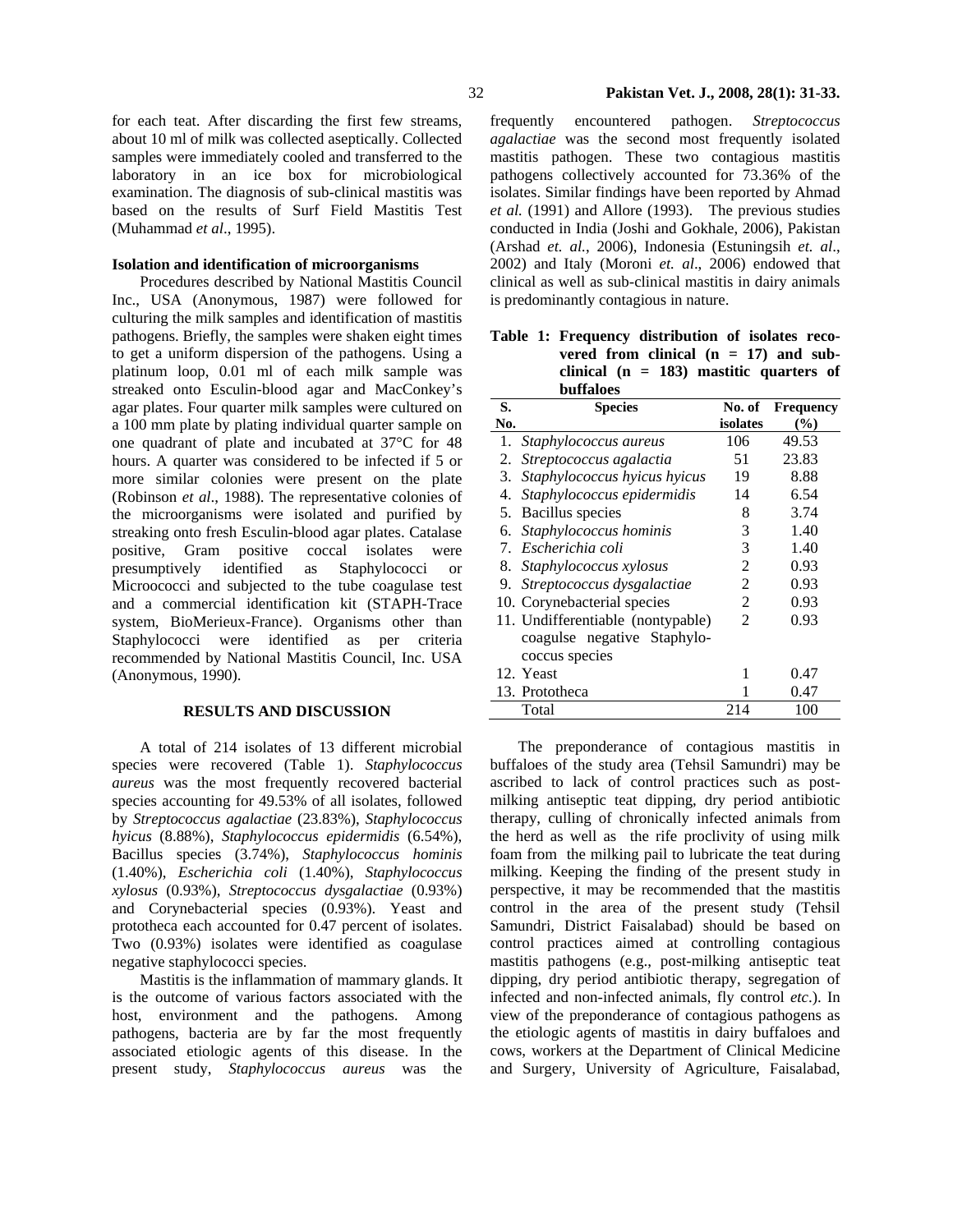for each teat. After discarding the first few streams, about 10 ml of milk was collected aseptically. Collected samples were immediately cooled and transferred to the laboratory in an ice box for microbiological examination. The diagnosis of sub-clinical mastitis was based on the results of Surf Field Mastitis Test (Muhammad *et al*., 1995).

**Isolation and identification of microorganisms**

Procedures described by National Mastitis Council Inc., USA (Anonymous, 1987) were followed for culturing the milk samples and identification of mastitis pathogens. Briefly, the samples were shaken eight times to get a uniform dispersion of the pathogens. Using a platinum loop, 0.01 ml of each milk sample was streaked onto Esculin-blood agar and MacConkey's agar plates. Four quarter milk samples were cultured on a 100 mm plate by plating individual quarter sample on one quadrant of plate and incubated at 37°C for 48 hours. A quarter was considered to be infected if 5 or more similar colonies were present on the plate (Robinson *et al*., 1988). The representative colonies of the microorganisms were isolated and purified by streaking onto fresh Esculin-blood agar plates. Catalase positive, Gram positive coccal isolates were presumptively identified as Staphylococci or Microococci and subjected to the tube coagulase test and a commercial identification kit (STAPH-Trace system, BioMerieux-France). Organisms other than Staphylococci were identified as per criteria recommended by National Mastitis Council, Inc. USA (Anonymous, 1990).

## RESULTS AND DISCUSSION

A total of 214 isolates of 13 different microbial species were recovered (Table 1). *Staphylococcus aureus* was the most frequently recovered bacterial species accounting for 49.53% of all isolates, followed by *Streptococcus agalactiae* (23.83%), *Staphylococcus hyicus* (8.88%), *Staphylococcus epidermidis* (6.54%), Bacillus species (3.74%), *Staphylococcus hominis* (1.40%), *Escherichia coli* (1.40%), *Staphylococcus xylosus* (0.93%), *Streptococcus dysgalactiae* (0.93%) and Corynebacterial species (0.93%). Yeast and prototheca each accounted for 0.47 percent of isolates. Two (0.93%) isolates were identified as coagulase negative staphylococci species.

Mastitis is the inflammation of mammary glands. It is the outcome of various factors associated with the host, environment and the pathogens. Among pathogens, bacteria are by far the most frequently associated etiologic agents of this disease. In the present study, *Staphylococcus aureus* was the frequently encountered pathogen. *Streptococcus agalactiae* was the second most frequently isolated mastitis pathogen. These two contagious mastitis pathogens collectively accounted for 73.36% of the isolates. Similar findings have been reported by Ahmad *et al.* (1991) and Allore (1993). The previous studies conducted in India (Joshi and Gokhale, 2006), Pakistan (Arshad *et. al.*, 2006), Indonesia (Estuningsih *et. al*., 2002) and Italy (Moroni *et. al*., 2006) endowed that clinical as well as sub-clinical mastitis in dairy animals is predominantly contagious in nature.

**Table 1: Frequency distribution of isolates recovered from clinical (n = 17) and sub-clinical (n = 183) mastitic quarters of buffaloes**

| S. No. | Species | No. of isolates | Frequency (%) |
|---|---|---|---|
| 1. | *Staphylococcus aureus* | 106 | 49.53 |
| 2. | *Streptococcus agalactia* | 51 | 23.83 |
| 3. | *Staphylococcus hyicus hyicus* | 19 | 8.88 |
| 4. | *Staphylococcus epidermidis* | 14 | 6.54 |
| 5. | Bacillus species | 8 | 3.74 |
| 6. | *Staphylococcus hominis* | 3 | 1.40 |
| 7. | *Escherichia coli* | 3 | 1.40 |
| 8. | *Staphylococcus xylosus* | 2 | 0.93 |
| 9. | *Streptococcus dysgalactiae* | 2 | 0.93 |
| 10. | Corynebacterial species | 2 | 0.93 |
| 11. | Undifferentiable (nontypable) coagulse negative Staphylococcus species | 2 | 0.93 |
| 12. | Yeast | 1 | 0.47 |
| 13. | Prototheca | 1 | 0.47 |
| | Total | 214 | 100 |

The preponderance of contagious mastitis in buffaloes of the study area (Tehsil Samundri) may be ascribed to lack of control practices such as post-milking antiseptic teat dipping, dry period antibiotic therapy, culling of chronically infected animals from the herd as well as the rife proclivity of using milk foam from the milking pail to lubricate the teat during milking. Keeping the finding of the present study in perspective, it may be recommended that the mastitis control in the area of the present study (Tehsil Samundri, District Faisalabad) should be based on control practices aimed at controlling contagious mastitis pathogens (e.g., post-milking antiseptic teat dipping, dry period antibiotic therapy, segregation of infected and non-infected animals, fly control *etc*.). In view of the preponderance of contagious pathogens as the etiologic agents of mastitis in dairy buffaloes and cows, workers at the Department of Clinical Medicine and Surgery, University of Agriculture, Faisalabad,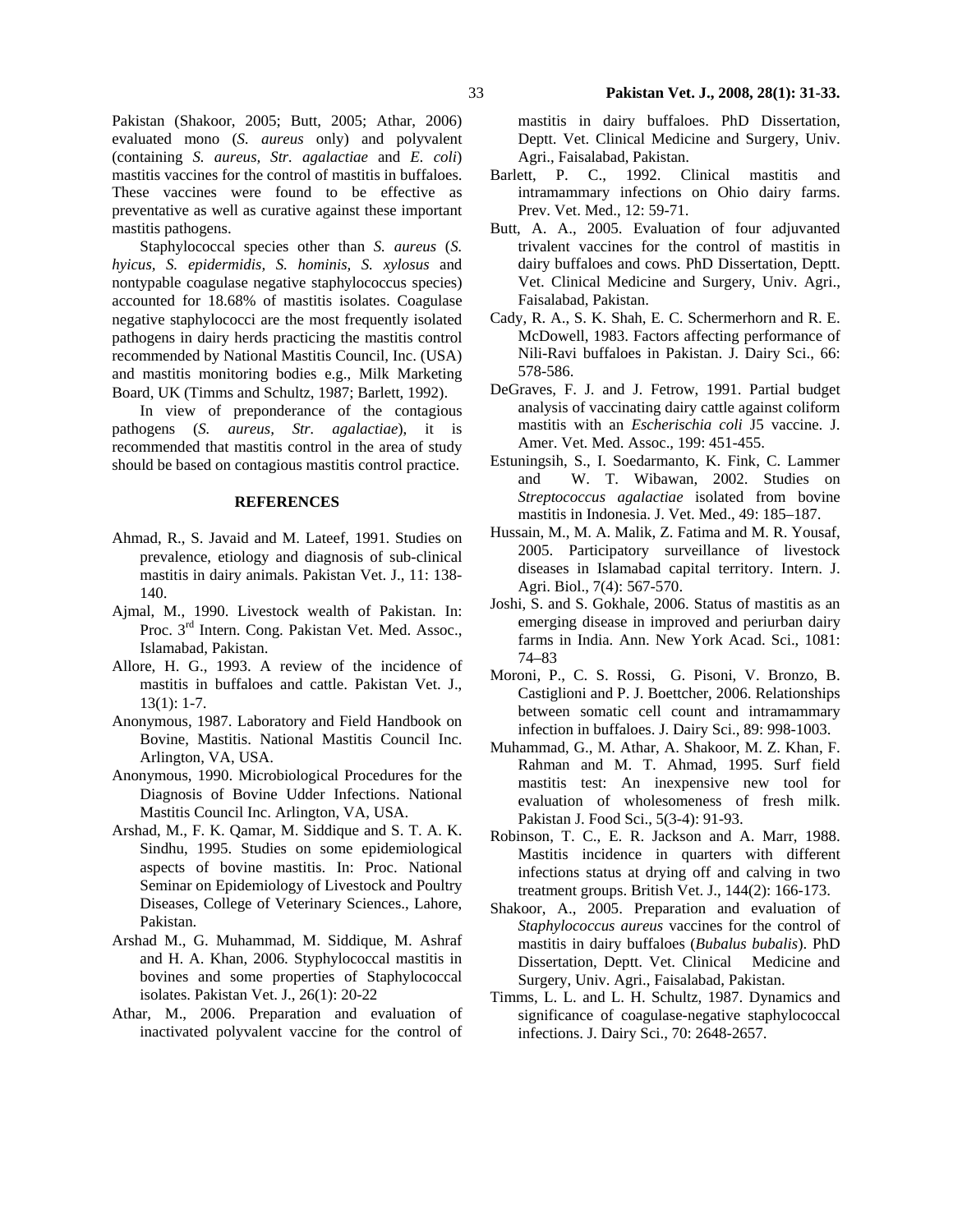Pakistan (Shakoor, 2005; Butt, 2005; Athar, 2006) evaluated mono (*S. aureus* only) and polyvalent (containing *S. aureus*, *Str. agalactiae* and *E. coli*) mastitis vaccines for the control of mastitis in buffaloes. These vaccines were found to be effective as preventative as well as curative against these important mastitis pathogens.

Staphylococcal species other than *S. aureus* (*S. hyicus, S. epidermidis, S. hominis, S. xylosus* and nontypable coagulase negative staphylococcus species) accounted for 18.68% of mastitis isolates. Coagulase negative staphylococci are the most frequently isolated pathogens in dairy herds practicing the mastitis control recommended by National Mastitis Council, Inc. (USA) and mastitis monitoring bodies e.g., Milk Marketing Board, UK (Timms and Schultz, 1987; Barlett, 1992).

In view of preponderance of the contagious pathogens (*S. aureus, Str. agalactiae*), it is recommended that mastitis control in the area of study should be based on contagious mastitis control practice.

## REFERENCES

Ahmad, R., S. Javaid and M. Lateef, 1991. Studies on prevalence, etiology and diagnosis of sub-clinical mastitis in dairy animals. Pakistan Vet. J., 11: 138-140.

Ajmal, M., 1990. Livestock wealth of Pakistan. In: Proc. 3rd Intern. Cong. Pakistan Vet. Med. Assoc., Islamabad, Pakistan.

Allore, H. G., 1993. A review of the incidence of mastitis in buffaloes and cattle. Pakistan Vet. J., 13(1): 1-7.

Anonymous, 1987. Laboratory and Field Handbook on Bovine, Mastitis. National Mastitis Council Inc. Arlington, VA, USA.

Anonymous, 1990. Microbiological Procedures for the Diagnosis of Bovine Udder Infections. National Mastitis Council Inc. Arlington, VA, USA.

Arshad, M., F. K. Qamar, M. Siddique and S. T. A. K. Sindhu, 1995. Studies on some epidemiological aspects of bovine mastitis. In: Proc. National Seminar on Epidemiology of Livestock and Poultry Diseases, College of Veterinary Sciences., Lahore, Pakistan.

Arshad M., G. Muhammad, M. Siddique, M. Ashraf and H. A. Khan, 2006. Styphylococcal mastitis in bovines and some properties of Staphylococcal isolates. Pakistan Vet. J., 26(1): 20-22

Athar, M., 2006. Preparation and evaluation of inactivated polyvalent vaccine for the control of mastitis in dairy buffaloes. PhD Dissertation, Deptt. Vet. Clinical Medicine and Surgery, Univ. Agri., Faisalabad, Pakistan.

Barlett, P. C., 1992. Clinical mastitis and intramammary infections on Ohio dairy farms. Prev. Vet. Med., 12: 59-71.

Butt, A. A., 2005. Evaluation of four adjuvanted trivalent vaccines for the control of mastitis in dairy buffaloes and cows. PhD Dissertation, Deptt. Vet. Clinical Medicine and Surgery, Univ. Agri., Faisalabad, Pakistan.

Cady, R. A., S. K. Shah, E. C. Schermerhorn and R. E. McDowell, 1983. Factors affecting performance of Nili-Ravi buffaloes in Pakistan. J. Dairy Sci., 66: 578-586.

DeGraves, F. J. and J. Fetrow, 1991. Partial budget analysis of vaccinating dairy cattle against coliform mastitis with an *Escherischia coli* J5 vaccine. J. Amer. Vet. Med. Assoc., 199: 451-455.

Estuningsih, S., I. Soedarmanto, K. Fink, C. Lammer and W. T. Wibawan, 2002. Studies on *Streptococcus agalactiae* isolated from bovine mastitis in Indonesia. J. Vet. Med., 49: 185–187.

Hussain, M., M. A. Malik, Z. Fatima and M. R. Yousaf, 2005. Participatory surveillance of livestock diseases in Islamabad capital territory. Intern. J. Agri. Biol., 7(4): 567-570.

Joshi, S. and S. Gokhale, 2006. Status of mastitis as an emerging disease in improved and periurban dairy farms in India. Ann. New York Acad. Sci., 1081: 74–83

Moroni, P., C. S. Rossi, G. Pisoni, V. Bronzo, B. Castiglioni and P. J. Boettcher, 2006. Relationships between somatic cell count and intramammary infection in buffaloes. J. Dairy Sci., 89: 998-1003.

Muhammad, G., M. Athar, A. Shakoor, M. Z. Khan, F. Rahman and M. T. Ahmad, 1995. Surf field mastitis test: An inexpensive new tool for evaluation of wholesomeness of fresh milk. Pakistan J. Food Sci., 5(3-4): 91-93.

Robinson, T. C., E. R. Jackson and A. Marr, 1988. Mastitis incidence in quarters with different infections status at drying off and calving in two treatment groups. British Vet. J., 144(2): 166-173.

Shakoor, A., 2005. Preparation and evaluation of *Staphylococcus aureus* vaccines for the control of mastitis in dairy buffaloes (*Bubalus bubalis*). PhD Dissertation, Deptt. Vet. Clinical Medicine and Surgery, Univ. Agri., Faisalabad, Pakistan.

Timms, L. L. and L. H. Schultz, 1987. Dynamics and significance of coagulase-negative staphylococcal infections. J. Dairy Sci., 70: 2648-2657.